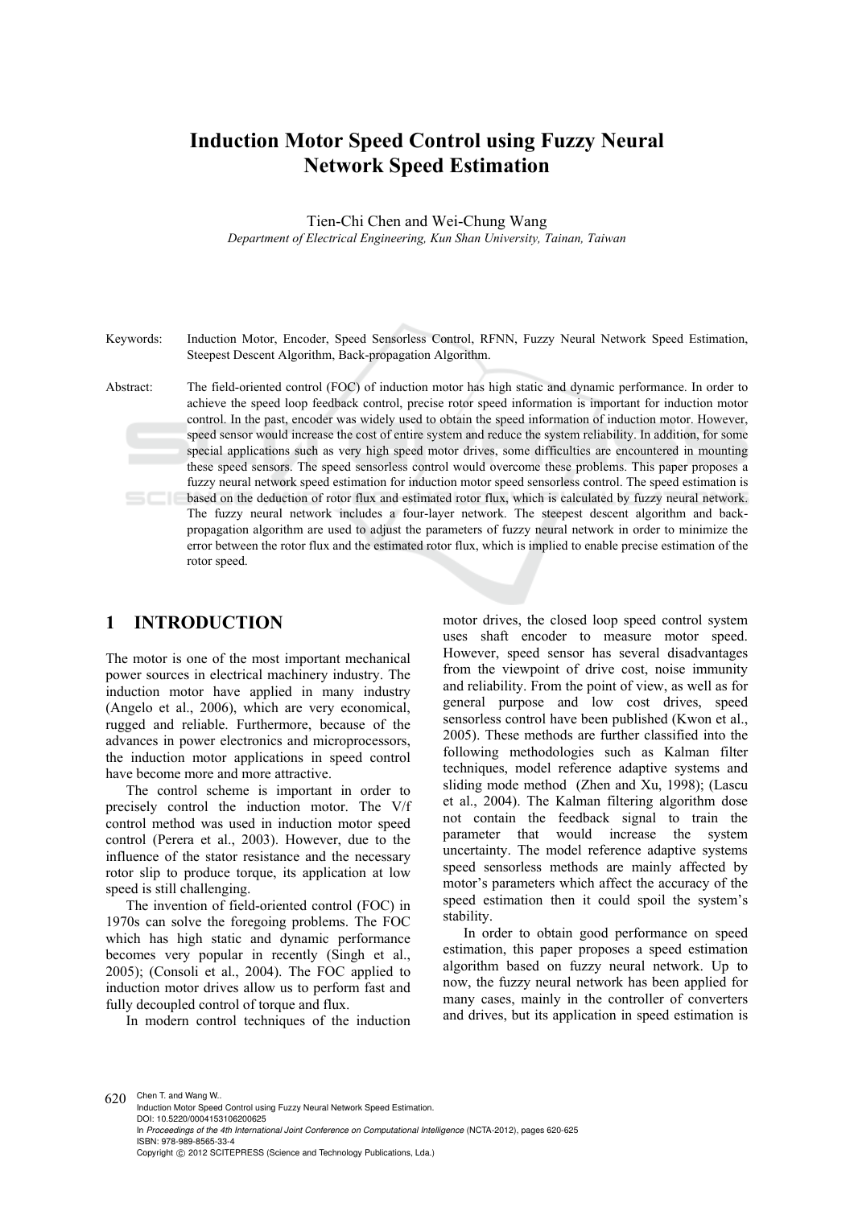# Induction Motor Speed Control using Fuzzy Neural Network Speed Estimation

Tien-Chi Chen and Wei-Chung Wang

*Department of Electrical Engineering, Kun Shan University, Tainan, Taiwan*

Keywords: Induction Motor, Encoder, Speed Sensorless Control, RFNN, Fuzzy Neural Network Speed Estimation, Steepest Descent Algorithm, Back-propagation Algorithm.

Abstract: The field-oriented control (FOC) of induction motor has high static and dynamic performance. In order to achieve the speed loop feedback control, precise rotor speed information is important for induction motor control. In the past, encoder was widely used to obtain the speed information of induction motor. However, speed sensor would increase the cost of entire system and reduce the system reliability. In addition, for some special applications such as very high speed motor drives, some difficulties are encountered in mounting these speed sensors. The speed sensorless control would overcome these problems. This paper proposes a fuzzy neural network speed estimation for induction motor speed sensorless control. The speed estimation is based on the deduction of rotor flux and estimated rotor flux, which is calculated by fuzzy neural network. The fuzzy neural network includes a four-layer network. The steepest descent algorithm and back-propagation algorithm are used to adjust the parameters of fuzzy neural network in order to minimize the error between the rotor flux and the estimated rotor flux, which is implied to enable precise estimation of the rotor speed.

## 1 INTRODUCTION

The motor is one of the most important mechanical power sources in electrical machinery industry. The induction motor have applied in many industry (Angelo et al., 2006), which are very economical, rugged and reliable. Furthermore, because of the advances in power electronics and microprocessors, the induction motor applications in speed control have become more and more attractive.

The control scheme is important in order to precisely control the induction motor. The V/f control method was used in induction motor speed control (Perera et al., 2003). However, due to the influence of the stator resistance and the necessary rotor slip to produce torque, its application at low speed is still challenging.

The invention of field-oriented control (FOC) in 1970s can solve the foregoing problems. The FOC which has high static and dynamic performance becomes very popular in recently (Singh et al., 2005); (Consoli et al., 2004). The FOC applied to induction motor drives allow us to perform fast and fully decoupled control of torque and flux.

In modern control techniques of the induction motor drives, the closed loop speed control system uses shaft encoder to measure motor speed. However, speed sensor has several disadvantages from the viewpoint of drive cost, noise immunity and reliability. From the point of view, as well as for general purpose and low cost drives, speed sensorless control have been published (Kwon et al., 2005). These methods are further classified into the following methodologies such as Kalman filter techniques, model reference adaptive systems and sliding mode method (Zhen and Xu, 1998); (Lascu et al., 2004). The Kalman filtering algorithm dose not contain the feedback signal to train the parameter that would increase the system uncertainty. The model reference adaptive systems speed sensorless methods are mainly affected by motor's parameters which affect the accuracy of the speed estimation then it could spoil the system's stability.

In order to obtain good performance on speed estimation, this paper proposes a speed estimation algorithm based on fuzzy neural network. Up to now, the fuzzy neural network has been applied for many cases, mainly in the controller of converters and drives, but its application in speed estimation is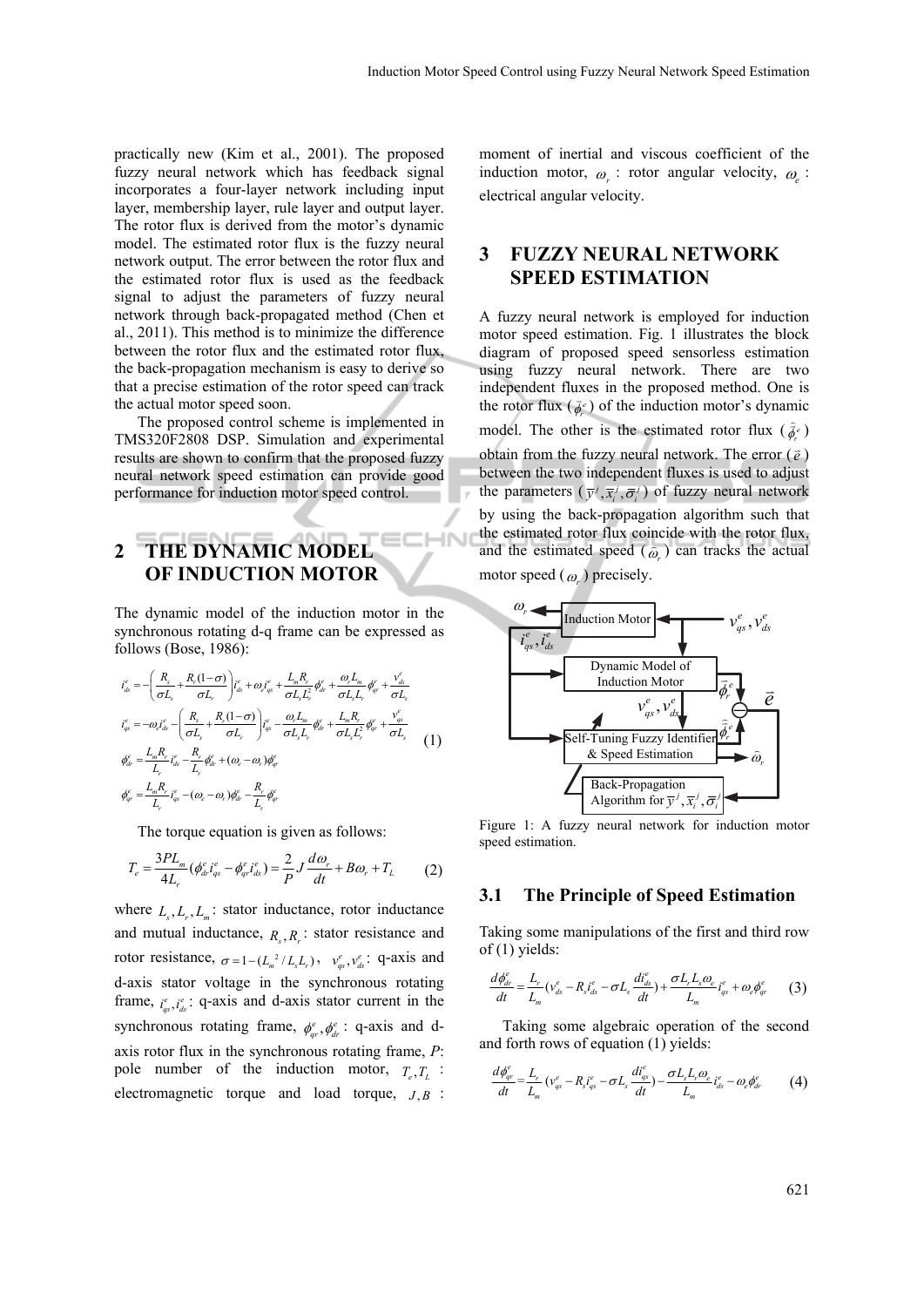practically new (Kim et al., 2001). The proposed fuzzy neural network which has feedback signal incorporates a four-layer network including input layer, membership layer, rule layer and output layer. The rotor flux is derived from the motor's dynamic model. The estimated rotor flux is the fuzzy neural network output. The error between the rotor flux and the estimated rotor flux is used as the feedback signal to adjust the parameters of fuzzy neural network through back-propagated method (Chen et al., 2011). This method is to minimize the difference between the rotor flux and the estimated rotor flux, the back-propagation mechanism is easy to derive so that a precise estimation of the rotor speed can track the actual motor speed soon.

The proposed control scheme is implemented in TMS320F2808 DSP. Simulation and experimental results are shown to confirm that the proposed fuzzy neural network speed estimation can provide good performance for induction motor speed control.

## 2 THE DYNAMIC MODEL OF INDUCTION MOTOR

The dynamic model of the induction motor in the synchronous rotating d-q frame can be expressed as follows (Bose, 1986):

$$
\begin{aligned}
\dot{i}_{ds}^{e} &= -\left(\frac{R_s}{\sigma L_s} + \frac{R_r(1-\sigma)}{\sigma L_r}\right) i_{ds}^{e} + \omega_e i_{qs}^{e} + \frac{L_m R_r}{\sigma L_s L_r^2}\phi_{dr}^{e} + \frac{\omega_r L_m}{\sigma L_s L_r}\phi_{qr}^{e} + \frac{v_{ds}^{e}}{\sigma L_s} \\
\dot{i}_{qs}^{e} &= -\omega_e i_{ds}^{e} - \left(\frac{R_s}{\sigma L_s} + \frac{R_r(1-\sigma)}{\sigma L_r}\right) i_{qs}^{e} - \frac{\omega_r L_m}{\sigma L_s L_r}\phi_{dr}^{e} + \frac{L_m R_r}{\sigma L_s L_r^2}\phi_{qr}^{e} + \frac{v_{qs}^{e}}{\sigma L_s} \\
\dot{\phi}_{dr}^{e} &= \frac{L_m R_r}{L_r} i_{ds}^{e} - \frac{R_r}{L_r}\phi_{dr}^{e} + (\omega_e - \omega_r)\phi_{qr}^{e} \\
\dot{\phi}_{qr}^{e} &= \frac{L_m R_r}{L_r} i_{qs}^{e} - (\omega_e - \omega_r)\phi_{dr}^{e} - \frac{R_r}{L_r}\phi_{qr}^{e}
\end{aligned}
\tag{1}
$$

The torque equation is given as follows:

$$
T_e = \frac{3PL_m}{4L_r}(\phi_{dr}^{e} i_{qs}^{e} - \phi_{qr}^{e} i_{ds}^{e}) = \frac{2}{P} J \frac{d\omega_r}{dt} + B\omega_r + T_L \tag{2}
$$

where $L_s, L_r, L_m$: stator inductance, rotor inductance and mutual inductance, $R_s, R_r$: stator resistance and rotor resistance, $\sigma = 1 - (L_m^2 / L_s L_r)$, $v_{qs}^{e}, v_{ds}^{e}$: q-axis and d-axis stator voltage in the synchronous rotating frame, $i_{qs}^{e}, i_{ds}^{e}$: q-axis and d-axis stator current in the synchronous rotating frame, $\phi_{qr}^{e}, \phi_{dr}^{e}$: q-axis and d-axis rotor flux in the synchronous rotating frame, *P*: pole number of the induction motor, $T_e, T_L$: electromagnetic torque and load torque, $J, B$: moment of inertial and viscous coefficient of the induction motor, $\omega_r$: rotor angular velocity, $\omega_e$: electrical angular velocity.

## 3 FUZZY NEURAL NETWORK SPEED ESTIMATION

A fuzzy neural network is employed for induction motor speed estimation. Fig. 1 illustrates the block diagram of proposed speed sensorless estimation using fuzzy neural network. There are two independent fluxes in the proposed method. One is the rotor flux ($\vec{\phi}_r^{e}$) of the induction motor's dynamic model. The other is the estimated rotor flux ($\hat{\vec{\phi}}_r^{e}$) obtain from the fuzzy neural network. The error ($\vec{e}$) between the two independent fluxes is used to adjust the parameters ($\bar{y}^j, \bar{x}_i^j, \bar{\sigma}_i^j$) of fuzzy neural network by using the back-propagation algorithm such that the estimated rotor flux coincide with the rotor flux, and the estimated speed ($\hat{\omega}_r$) can tracks the actual motor speed ($\omega_r$) precisely.

Figure 1: A fuzzy neural network for induction motor speed estimation.

### 3.1 The Principle of Speed Estimation

Taking some manipulations of the first and third row of (1) yields:

$$
\frac{d\phi_{dr}^{e}}{dt} = \frac{L_r}{L_m}(v_{ds}^{e} - R_s i_{ds}^{e} - \sigma L_s \frac{di_{ds}^{e}}{dt}) + \frac{\sigma L_r L_s \omega_e}{L_m} i_{qs}^{e} + \omega_e \phi_{qr}^{e} \tag{3}
$$

Taking some algebraic operation of the second and forth rows of equation (1) yields:

$$
\frac{d\phi_{qr}^{e}}{dt} = \frac{L_r}{L_m}(v_{qs}^{e} - R_s i_{qs}^{e} - \sigma L_s \frac{di_{qs}^{e}}{dt}) - \frac{\sigma L_s L_r \omega_e}{L_m} i_{ds}^{e} - \omega_e \phi_{dr}^{e} \tag{4}
$$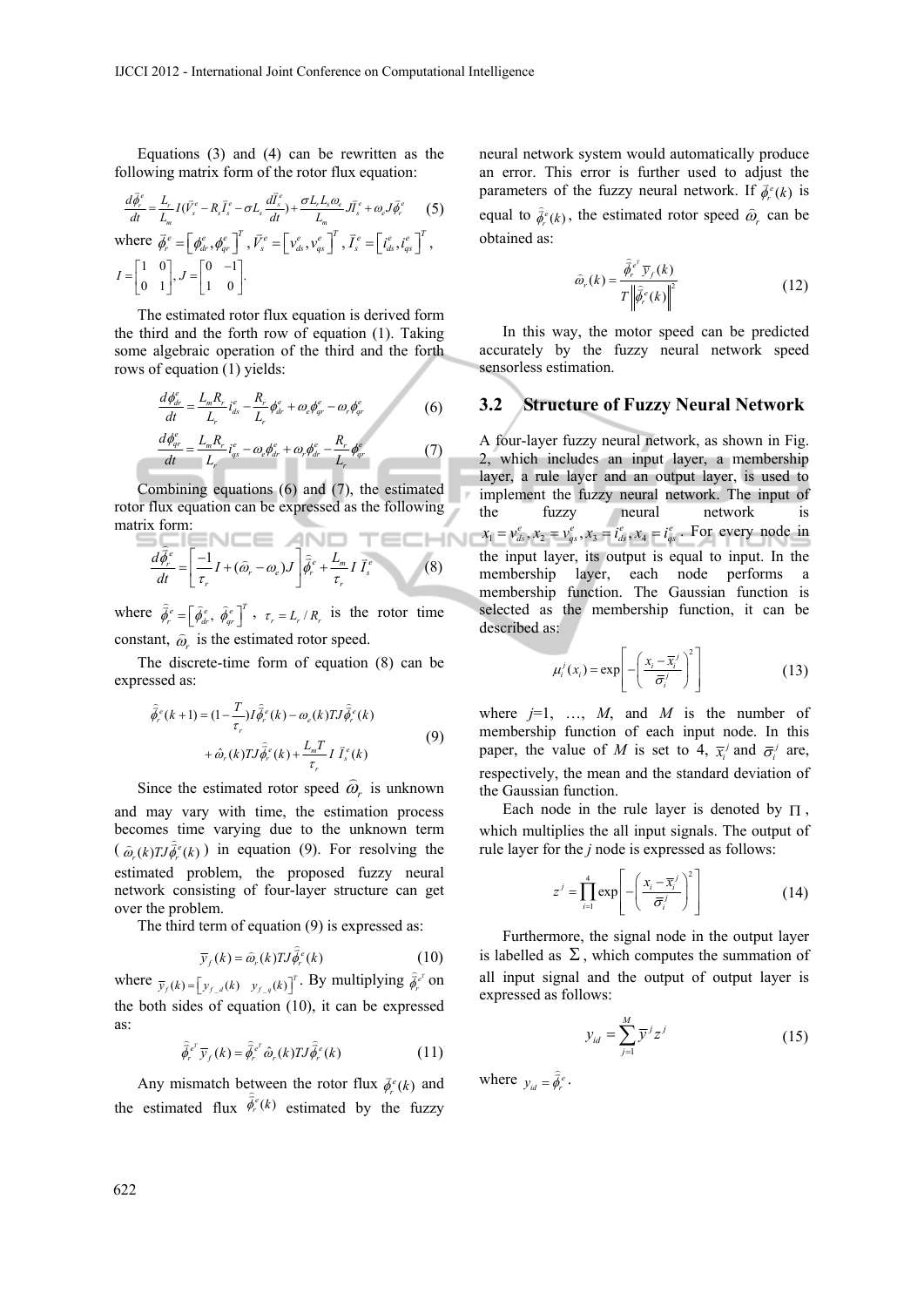Equations (3) and (4) can be rewritten as the following matrix form of the rotor flux equation:

$$\frac{d\vec{\phi}_r^e}{dt} = \frac{L_r}{L_m} I(\vec{V}_s^e - R_s \vec{I}_s^e - \sigma L_s \frac{d\vec{I}_s^e}{dt}) + \frac{\sigma L_r L_s \omega_e}{L_m} J\vec{I}_s^e + \omega_e J\vec{\phi}_r^e \quad (5)$$

where $\vec{\phi}_r^e = \left[\phi_{dr}^e, \phi_{qr}^e\right]^T$, $\vec{V}_s^e = \left[v_{ds}^e, v_{qs}^e\right]^T$, $\vec{I}_s^e = \left[i_{ds}^e, i_{qs}^e\right]^T$, $I = \begin{bmatrix} 1 & 0 \\ 0 & 1 \end{bmatrix}, J = \begin{bmatrix} 0 & -1 \\ 1 & 0 \end{bmatrix}$.

The estimated rotor flux equation is derived form the third and the forth row of equation (1). Taking some algebraic operation of the third and the forth rows of equation (1) yields:

$$\frac{d\phi_{dr}^e}{dt} = \frac{L_m R_r}{L_r} i_{ds}^e - \frac{R_r}{L_r} \phi_{dr}^e + \omega_e \phi_{qr}^e - \omega_r \phi_{qr}^e \quad (6)$$

$$\frac{d\phi_{qr}^e}{dt} = \frac{L_m R_r}{L_r} i_{qs}^e - \omega_e \phi_{dr}^e + \omega_r \phi_{dr}^e - \frac{R_r}{L_r} \phi_{qr}^e \quad (7)$$

Combining equations (6) and (7), the estimated rotor flux equation can be expressed as the following matrix form:

$$\frac{d\hat{\vec{\phi}}_r^e}{dt} = \left[\frac{-1}{\tau_r} I + (\hat{\omega}_r - \omega_e) J\right] \hat{\vec{\phi}}_r^e + \frac{L_m}{\tau_r} I \, \vec{I}_s^e \quad (8)$$

where $\hat{\vec{\phi}}_r^e = \left[\hat{\phi}_{dr}^e, \, \hat{\phi}_{qr}^e\right]^T$, $\tau_r = L_r / R_r$ is the rotor time constant, $\hat{\omega}_r$ is the estimated rotor speed.

The discrete-time form of equation (8) can be expressed as:

$$\begin{aligned} \hat{\vec{\phi}}_r^e(k+1) &= (1 - \frac{T}{\tau_r}) I \hat{\vec{\phi}}_r^e(k) - \omega_e(k) TJ \hat{\vec{\phi}}_r^e(k) \\ &+ \hat{\omega}_r(k) TJ \hat{\vec{\phi}}_r^e(k) + \frac{L_m T}{\tau_r} I \, \vec{I}_s^e(k) \end{aligned} \quad (9)$$

Since the estimated rotor speed $\hat{\omega}_r$ is unknown and may vary with time, the estimation process becomes time varying due to the unknown term ($\hat{\omega}_r(k) TJ \hat{\vec{\phi}}_r^e(k)$) in equation (9). For resolving the estimated problem, the proposed fuzzy neural network consisting of four-layer structure can get over the problem.

The third term of equation (9) is expressed as:

$$\vec{y}_f(k) = \hat{\omega}_r(k) TJ \hat{\vec{\phi}}_r^e(k) \quad (10)$$

where $\vec{y}_f(k) = \left[y_{f\_d}(k) \quad y_{f\_q}(k)\right]^T$. By multiplying $\hat{\vec{\phi}}_r^{e^T}$ on the both sides of equation (10), it can be expressed as:

$$\hat{\vec{\phi}}_r^{e^T} \vec{y}_f(k) = \hat{\vec{\phi}}_r^{e^T} \hat{\omega}_r(k) TJ \hat{\vec{\phi}}_r^e(k) \quad (11)$$

Any mismatch between the rotor flux $\vec{\phi}_r^e(k)$ and the estimated flux $\hat{\vec{\phi}}_r^e(k)$ estimated by the fuzzy neural network system would automatically produce an error. This error is further used to adjust the parameters of the fuzzy neural network. If $\vec{\phi}_r^e(k)$ is equal to $\hat{\vec{\phi}}_r^e(k)$, the estimated rotor speed $\hat{\omega}_r$ can be obtained as:

$$\hat{\omega}_r(k) = \frac{\hat{\vec{\phi}}_r^{e^T} \vec{y}_f(k)}{T \left\|\hat{\vec{\phi}}_r^e(k)\right\|^2} \quad (12)$$

In this way, the motor speed can be predicted accurately by the fuzzy neural network speed sensorless estimation.

### 3.2 Structure of Fuzzy Neural Network

A four-layer fuzzy neural network, as shown in Fig. 2, which includes an input layer, a membership layer, a rule layer and an output layer, is used to implement the fuzzy neural network. The input of the fuzzy neural network is $x_1 = v_{ds}^e, x_2 = v_{qs}^e, x_3 = i_{ds}^e, x_4 = i_{qs}^e$. For every node in the input layer, its output is equal to input. In the membership layer, each node performs a membership function. The Gaussian function is selected as the membership function, it can be described as:

$$\mu_i^j(x_i) = \exp\left[-\left(\frac{x_i - \overline{x}_i^j}{\overline{\sigma}_i^j}\right)^2\right] \quad (13)$$

where $j$=1, …, $M$, and $M$ is the number of membership function of each input node. In this paper, the value of $M$ is set to 4, $\overline{x}_i^j$ and $\overline{\sigma}_i^j$ are, respectively, the mean and the standard deviation of the Gaussian function.

Each node in the rule layer is denoted by $\Pi$, which multiplies the all input signals. The output of rule layer for the $j$ node is expressed as follows:

$$z^j = \prod_{i=1}^{4} \exp\left[-\left(\frac{x_i - \overline{x}_i^j}{\overline{\sigma}_i^j}\right)^2\right] \quad (14)$$

Furthermore, the signal node in the output layer is labelled as $\Sigma$, which computes the summation of all input signal and the output of output layer is expressed as follows:

$$y_{id} = \sum_{j=1}^{M} \overline{y}^j z^j \quad (15)$$

where $y_{id} = \hat{\vec{\phi}}_r^e$.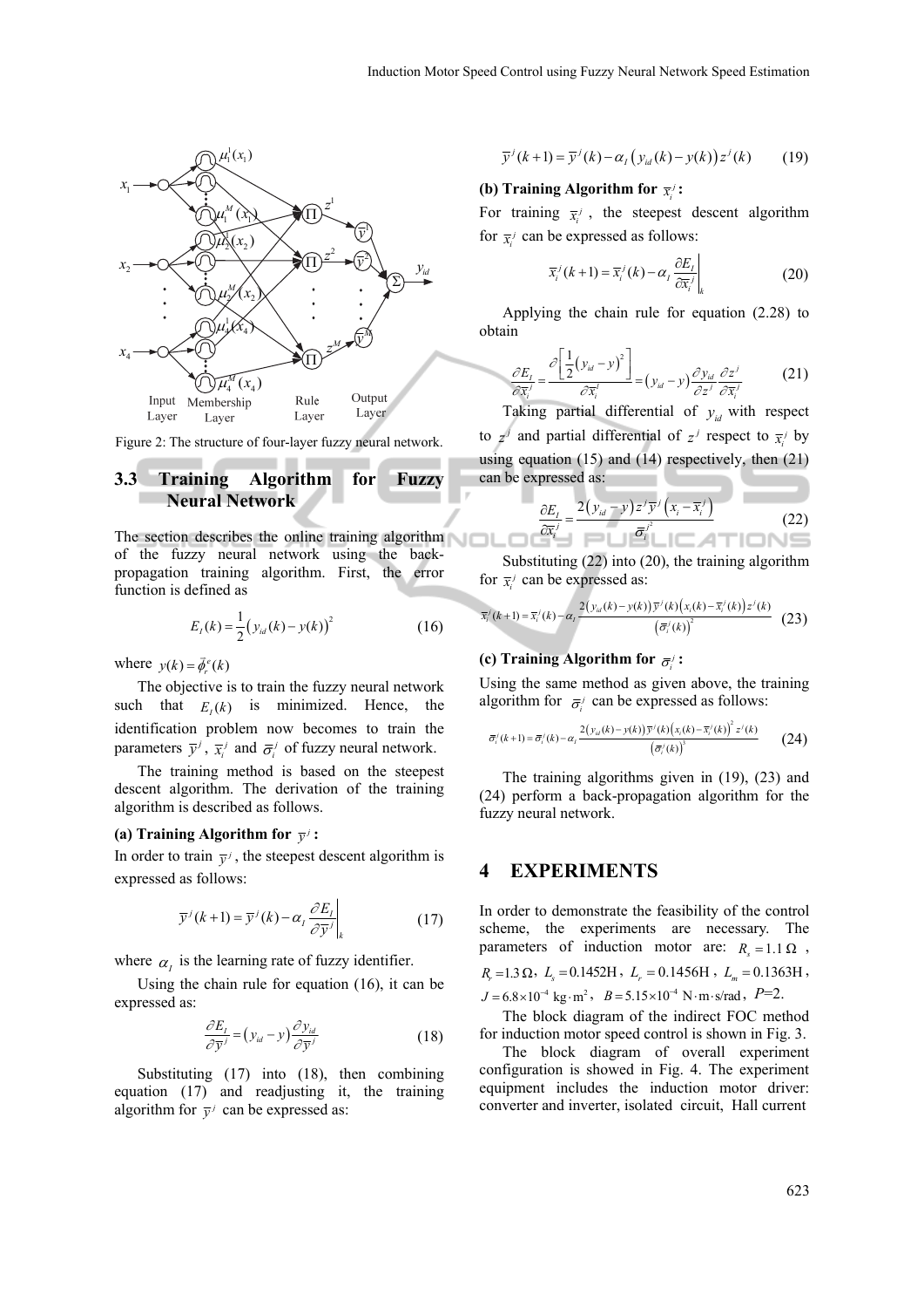Figure 2: The structure of four-layer fuzzy neural network.

### 3.3 Training Algorithm for Fuzzy Neural Network

The section describes the online training algorithm of the fuzzy neural network using the back-propagation training algorithm. First, the error function is defined as

$$E_I(k) = \frac{1}{2}\left(y_{id}(k) - y(k)\right)^2 \tag{16}$$

where $y(k) = \vec{\phi}_r^e(k)$

The objective is to train the fuzzy neural network such that $E_I(k)$ is minimized. Hence, the identification problem now becomes to train the parameters $\bar{y}^j$, $\bar{x}_i^j$ and $\bar{\sigma}_i^j$ of fuzzy neural network.

The training method is based on the steepest descent algorithm. The derivation of the training algorithm is described as follows.

**(a) Training Algorithm for $\bar{y}^j$:**

In order to train $\bar{y}^j$, the steepest descent algorithm is expressed as follows:

$$\bar{y}^j(k+1) = \bar{y}^j(k) - \alpha_I \left.\frac{\partial E_I}{\partial \bar{y}^j}\right|_k \tag{17}$$

where $\alpha_I$ is the learning rate of fuzzy identifier.

Using the chain rule for equation (16), it can be expressed as:

$$\frac{\partial E_I}{\partial \bar{y}^j} = \left(y_{id} - y\right)\frac{\partial y_{id}}{\partial \bar{y}^j} \tag{18}$$

Substituting (17) into (18), then combining equation (17) and readjusting it, the training algorithm for $\bar{y}^j$ can be expressed as:

$$\bar{y}^j(k+1) = \bar{y}^j(k) - \alpha_I\left(y_{id}(k) - y(k)\right)z^j(k) \tag{19}$$

**(b) Training Algorithm for $\bar{x}_i^j$:**

For training $\bar{x}_i^j$, the steepest descent algorithm for $\bar{x}_i^j$ can be expressed as follows:

$$\bar{x}_i^j(k+1) = \bar{x}_i^j(k) - \alpha_I \left.\frac{\partial E_I}{\partial \bar{x}_i^j}\right|_k \tag{20}$$

Applying the chain rule for equation (2.28) to obtain

$$\frac{\partial E_I}{\partial \bar{x}_i^j} = \frac{\partial\left[\frac{1}{2}\left(y_{id} - y\right)^2\right]}{\partial \bar{x}_i^j} = \left(y_{id} - y\right)\frac{\partial y_{id}}{\partial z^j}\frac{\partial z^j}{\partial \bar{x}_i^j} \tag{21}$$

Taking partial differential of $y_{id}$ with respect to $z^j$ and partial differential of $z^j$ respect to $\bar{x}_i^j$ by using equation (15) and (14) respectively, then (21) can be expressed as:

$$\frac{\partial E_I}{\partial \bar{x}_i^j} = \frac{2\left(y_{id} - y\right)z^j\bar{y}^j\left(x_i - \bar{x}_i^j\right)}{\bar{\sigma}_i^{j^2}} \tag{22}$$

Substituting (22) into (20), the training algorithm for $\bar{x}_i^j$ can be expressed as:

$$\bar{x}_i^j(k+1) = \bar{x}_i^j(k) - \alpha_I\frac{2\left(y_{id}(k) - y(k)\right)\bar{y}^j(k)\left(x_i(k) - \bar{x}_i^j(k)\right)z^j(k)}{\left(\bar{\sigma}_i^j(k)\right)^2} \tag{23}$$

**(c) Training Algorithm for $\bar{\sigma}_i^j$:**

Using the same method as given above, the training algorithm for $\bar{\sigma}_i^j$ can be expressed as follows:

$$\bar{\sigma}_i^j(k+1) = \bar{\sigma}_i^j(k) - \alpha_I\frac{2\left(y_{id}(k) - y(k)\right)\bar{y}^j(k)\left(x_i(k) - \bar{x}_i^j(k)\right)^2 z^j(k)}{\left(\bar{\sigma}_i^j(k)\right)^3} \tag{24}$$

The training algorithms given in (19), (23) and (24) perform a back-propagation algorithm for the fuzzy neural network.

## 4 EXPERIMENTS

In order to demonstrate the feasibility of the control scheme, the experiments are necessary. The parameters of induction motor are: $R_s = 1.1\,\Omega$, $R_r = 1.3\,\Omega$, $L_s = 0.1452\text{H}$, $L_r = 0.1456\text{H}$, $L_m = 0.1363\text{H}$, $J = 6.8\times10^{-4}\ \text{kg}\cdot\text{m}^2$, $B = 5.15\times10^{-4}\ \text{N}\cdot\text{m}\cdot\text{s/rad}$, $P$=2.

The block diagram of the indirect FOC method for induction motor speed control is shown in Fig. 3.

The block diagram of overall experiment configuration is showed in Fig. 4. The experiment equipment includes the induction motor driver: converter and inverter, isolated circuit, Hall current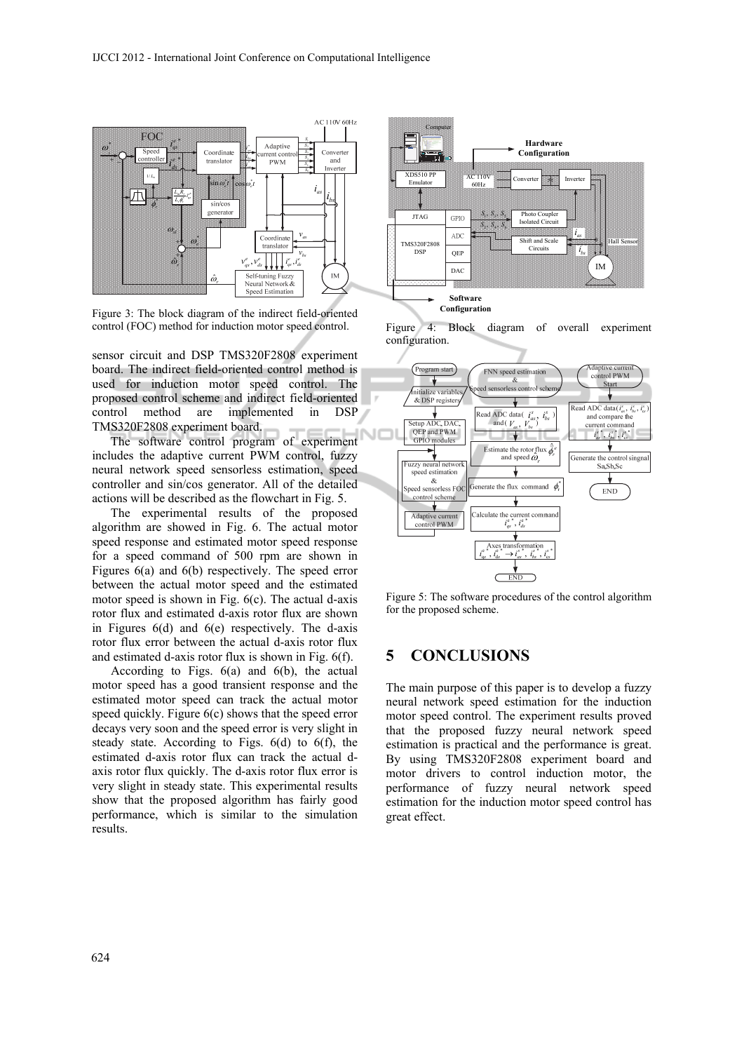Figure 3: The block diagram of the indirect field-oriented control (FOC) method for induction motor speed control.

Figure 4: Block diagram of overall experiment configuration.

sensor circuit and DSP TMS320F2808 experiment board. The indirect field-oriented control method is used for induction motor speed control. The proposed control scheme and indirect field-oriented control method are implemented in DSP TMS320F2808 experiment board.

The software control program of experiment includes the adaptive current PWM control, fuzzy neural network speed sensorless estimation, speed controller and sin/cos generator. All of the detailed actions will be described as the flowchart in Fig. 5.

The experimental results of the proposed algorithm are showed in Fig. 6. The actual motor speed response and estimated motor speed response for a speed command of 500 rpm are shown in Figures 6(a) and 6(b) respectively. The speed error between the actual motor speed and the estimated motor speed is shown in Fig. 6(c). The actual d-axis rotor flux and estimated d-axis rotor flux are shown in Figures 6(d) and 6(e) respectively. The d-axis rotor flux error between the actual d-axis rotor flux and estimated d-axis rotor flux is shown in Fig. 6(f).

According to Figs. 6(a) and 6(b), the actual motor speed has a good transient response and the estimated motor speed can track the actual motor speed quickly. Figure 6(c) shows that the speed error decays very soon and the speed error is very slight in steady state. According to Figs. 6(d) to 6(f), the estimated d-axis rotor flux can track the actual d-axis rotor flux quickly. The d-axis rotor flux error is very slight in steady state. This experimental results show that the proposed algorithm has fairly good performance, which is similar to the simulation results.

Figure 5: The software procedures of the control algorithm for the proposed scheme.

## 5 CONCLUSIONS

The main purpose of this paper is to develop a fuzzy neural network speed estimation for the induction motor speed control. The experiment results proved that the proposed fuzzy neural network speed estimation is practical and the performance is great. By using TMS320F2808 experiment board and motor drivers to control induction motor, the performance of fuzzy neural network speed estimation for the induction motor speed control has great effect.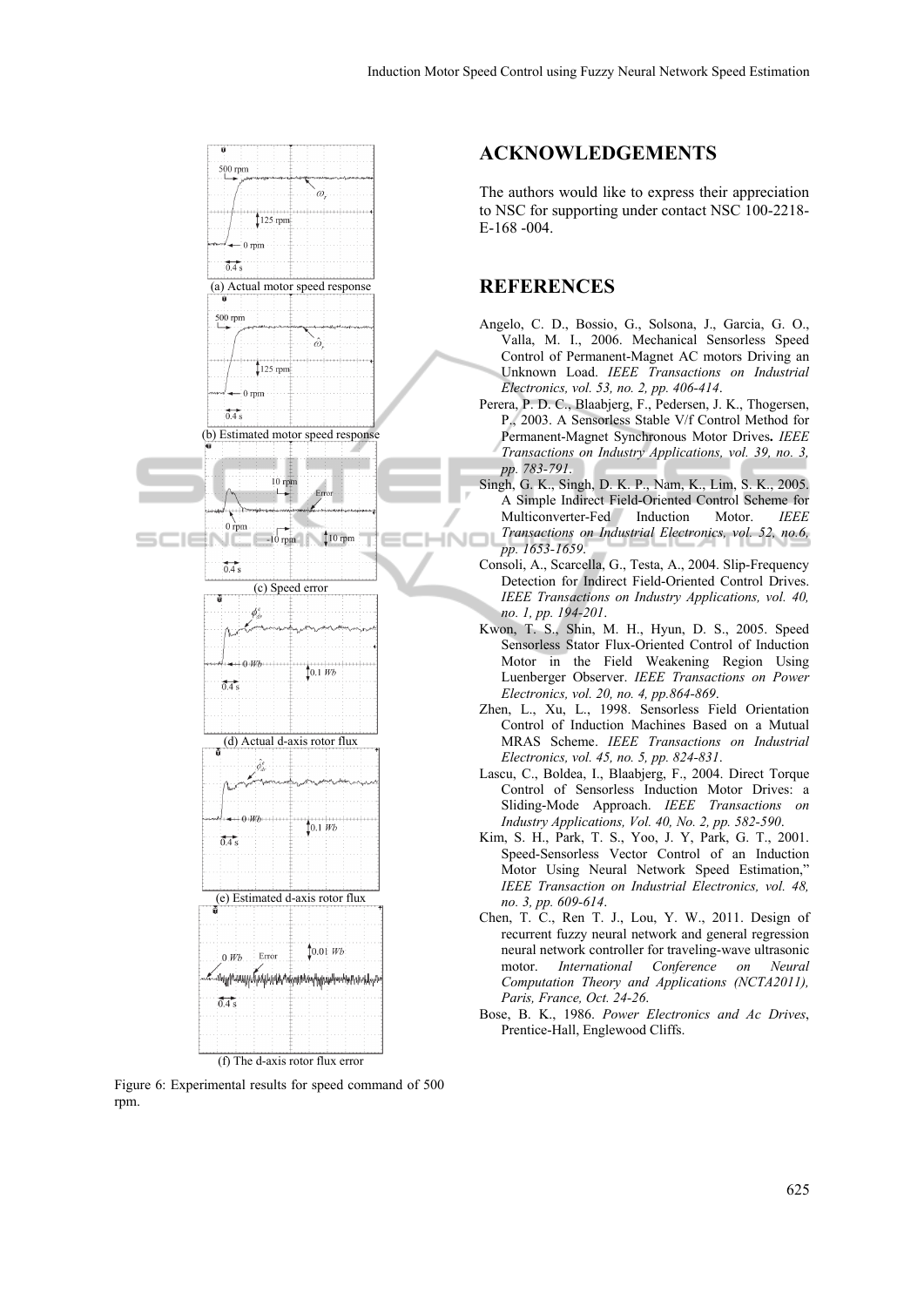(a) Actual motor speed response

500 rpm

$\omega_r$

125 rpm

0 rpm

0.4 s

(b) Estimated motor speed response

500 rpm

$\hat{\omega}_r$

125 rpm

0 rpm

0.4 s

(c) Speed error

10 rpm

Error

0 rpm

-10 rpm

10 rpm

0.4 s

(d) Actual d-axis rotor flux

$\phi_{dr}^e$

0 *Wb*

0.1 *Wb*

0.4 s

(e) Estimated d-axis rotor flux

$\hat{\phi}_{dr}^e$

0 *Wb*

0.1 *Wb*

0.4 s

(f) The d-axis rotor flux error

0 *Wb*

Error

0.01 *Wb*

0.4 s

Figure 6: Experimental results for speed command of 500 rpm.

## ACKNOWLEDGEMENTS

The authors would like to express their appreciation to NSC for supporting under contact NSC 100-2218-E-168 -004.

## REFERENCES

Angelo, C. D., Bossio, G., Solsona, J., Garcia, G. O., Valla, M. I., 2006. Mechanical Sensorless Speed Control of Permanent-Magnet AC motors Driving an Unknown Load. *IEEE Transactions on Industrial Electronics, vol. 53, no. 2, pp. 406-414*.

Perera, P. D. C., Blaabjerg, F., Pedersen, J. K., Thogersen, P., 2003. A Sensorless Stable V/f Control Method for Permanent-Magnet Synchronous Motor Drives**.** *IEEE Transactions on Industry Applications, vol. 39, no. 3, pp. 783-791*.

Singh, G. K., Singh, D. K. P., Nam, K., Lim, S. K., 2005. A Simple Indirect Field-Oriented Control Scheme for Multiconverter-Fed Induction Motor. *IEEE Transactions on Industrial Electronics, vol. 52, no.6, pp. 1653-1659*.

Consoli, A., Scarcella, G., Testa, A., 2004. Slip-Frequency Detection for Indirect Field-Oriented Control Drives. *IEEE Transactions on Industry Applications, vol. 40, no. 1, pp. 194-201*.

Kwon, T. S., Shin, M. H., Hyun, D. S., 2005. Speed Sensorless Stator Flux-Oriented Control of Induction Motor in the Field Weakening Region Using Luenberger Observer. *IEEE Transactions on Power Electronics, vol. 20, no. 4, pp.864-869*.

Zhen, L., Xu, L., 1998. Sensorless Field Orientation Control of Induction Machines Based on a Mutual MRAS Scheme. *IEEE Transactions on Industrial Electronics, vol. 45, no. 5, pp. 824-831*.

Lascu, C., Boldea, I., Blaabjerg, F., 2004. Direct Torque Control of Sensorless Induction Motor Drives: a Sliding-Mode Approach. *IEEE Transactions on Industry Applications, Vol. 40, No. 2, pp. 582-590*.

Kim, S. H., Park, T. S., Yoo, J. Y, Park, G. T., 2001. Speed-Sensorless Vector Control of an Induction Motor Using Neural Network Speed Estimation," *IEEE Transaction on Industrial Electronics, vol. 48, no. 3, pp. 609-614*.

Chen, T. C., Ren T. J., Lou, Y. W., 2011. Design of recurrent fuzzy neural network and general regression neural network controller for traveling-wave ultrasonic motor. *International Conference on Neural Computation Theory and Applications (NCTA2011), Paris, France, Oct. 24-26*.

Bose, B. K., 1986. *Power Electronics and Ac Drives*, Prentice-Hall, Englewood Cliffs.